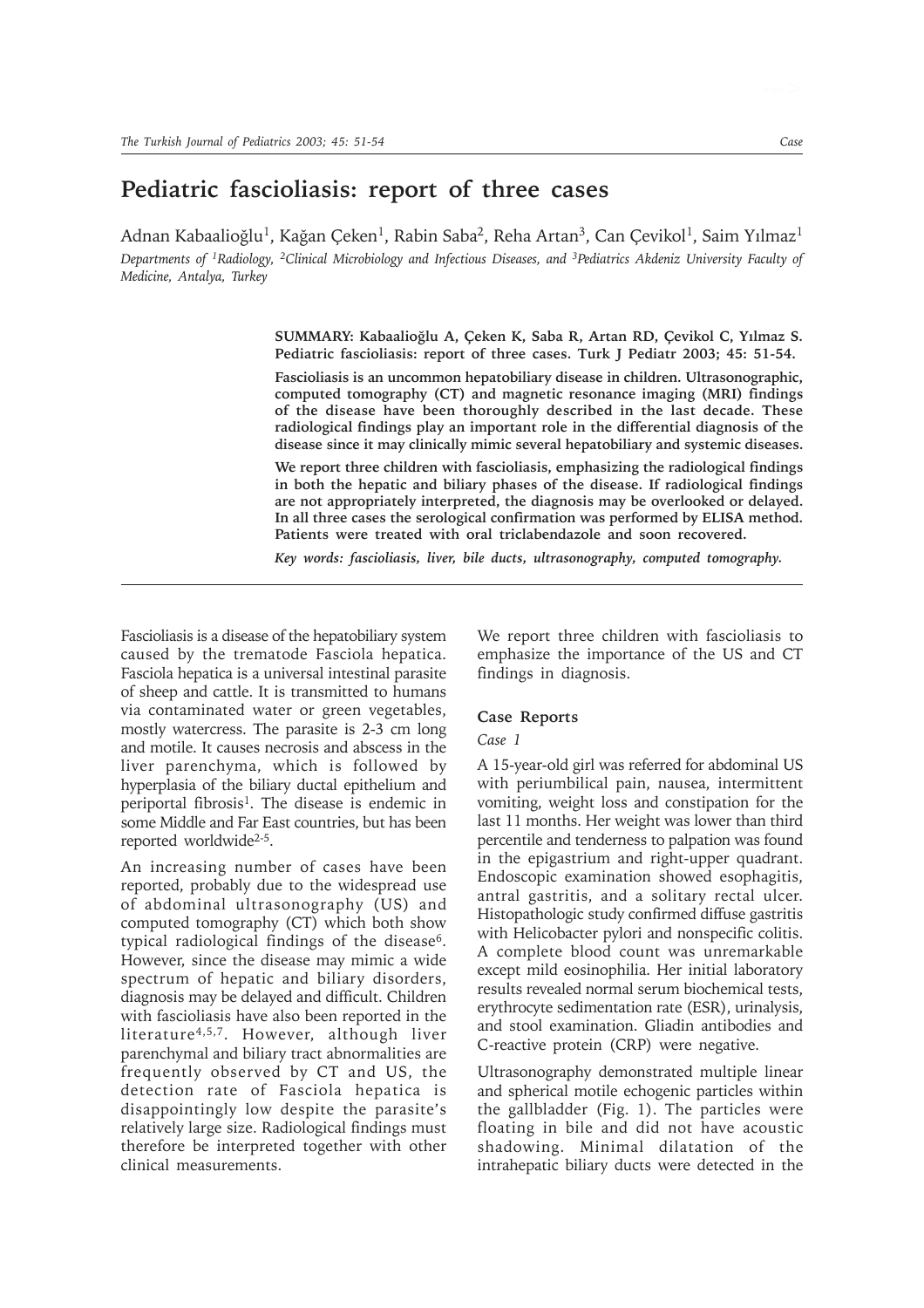# Pediatric fascioliasis: report of three cases

Adnan Kabaalioğlu[1], Kağan Çeken[1], Rabin Saba[2], Reha Artan[3], Can Çevikol[1], Saim Yılmaz[1]

*Departments of [1]Radiology, [2]Clinical Microbiology and Infectious Diseases, and [3]Pediatrics Akdeniz University Faculty of Medicine, Antalya, Turkey*

**SUMMARY: Kabaalioğlu A, Çeken K, Saba R, Artan RD, Çevikol C, Yılmaz S. Pediatric fascioliasis: report of three cases. Turk J Pediatr 2003; 45: 51-54.**

**Fascioliasis is an uncommon hepatobiliary disease in children. Ultrasonographic, computed tomography (CT) and magnetic resonance imaging (MRI) findings of the disease have been thoroughly described in the last decade. These radiological findings play an important role in the differential diagnosis of the disease since it may clinically mimic several hepatobiliary and systemic diseases.**

**We report three children with fascioliasis, emphasizing the radiological findings in both the hepatic and biliary phases of the disease. If radiological findings are not appropriately interpreted, the diagnosis may be overlooked or delayed. In all three cases the serological confirmation was performed by ELISA method. Patients were treated with oral triclabendazole and soon recovered.**

***Key words: fascioliasis, liver, bile ducts, ultrasonography, computed tomography.***

---

Fascioliasis is a disease of the hepatobiliary system caused by the trematode Fasciola hepatica. Fasciola hepatica is a universal intestinal parasite of sheep and cattle. It is transmitted to humans via contaminated water or green vegetables, mostly watercress. The parasite is 2-3 cm long and motile. It causes necrosis and abscess in the liver parenchyma, which is followed by hyperplasia of the biliary ductal epithelium and periportal fibrosis[1]. The disease is endemic in some Middle and Far East countries, but has been reported worldwide[2-5].

An increasing number of cases have been reported, probably due to the widespread use of abdominal ultrasonography (US) and computed tomography (CT) which both show typical radiological findings of the disease[6]. However, since the disease may mimic a wide spectrum of hepatic and biliary disorders, diagnosis may be delayed and difficult. Children with fascioliasis have also been reported in the literature[4,5,7]. However, although liver parenchymal and biliary tract abnormalities are frequently observed by CT and US, the detection rate of Fasciola hepatica is disappointingly low despite the parasite's relatively large size. Radiological findings must therefore be interpreted together with other clinical measurements.

We report three children with fascioliasis to emphasize the importance of the US and CT findings in diagnosis.

## Case Reports

### *Case 1*

A 15-year-old girl was referred for abdominal US with periumbilical pain, nausea, intermittent vomiting, weight loss and constipation for the last 11 months. Her weight was lower than third percentile and tenderness to palpation was found in the epigastrium and right-upper quadrant. Endoscopic examination showed esophagitis, antral gastritis, and a solitary rectal ulcer. Histopathologic study confirmed diffuse gastritis with Helicobacter pylori and nonspecific colitis. A complete blood count was unremarkable except mild eosinophilia. Her initial laboratory results revealed normal serum biochemical tests, erythrocyte sedimentation rate (ESR), urinalysis, and stool examination. Gliadin antibodies and C-reactive protein (CRP) were negative.

Ultrasonography demonstrated multiple linear and spherical motile echogenic particles within the gallbladder (Fig. 1). The particles were floating in bile and did not have acoustic shadowing. Minimal dilatation of the intrahepatic biliary ducts were detected in the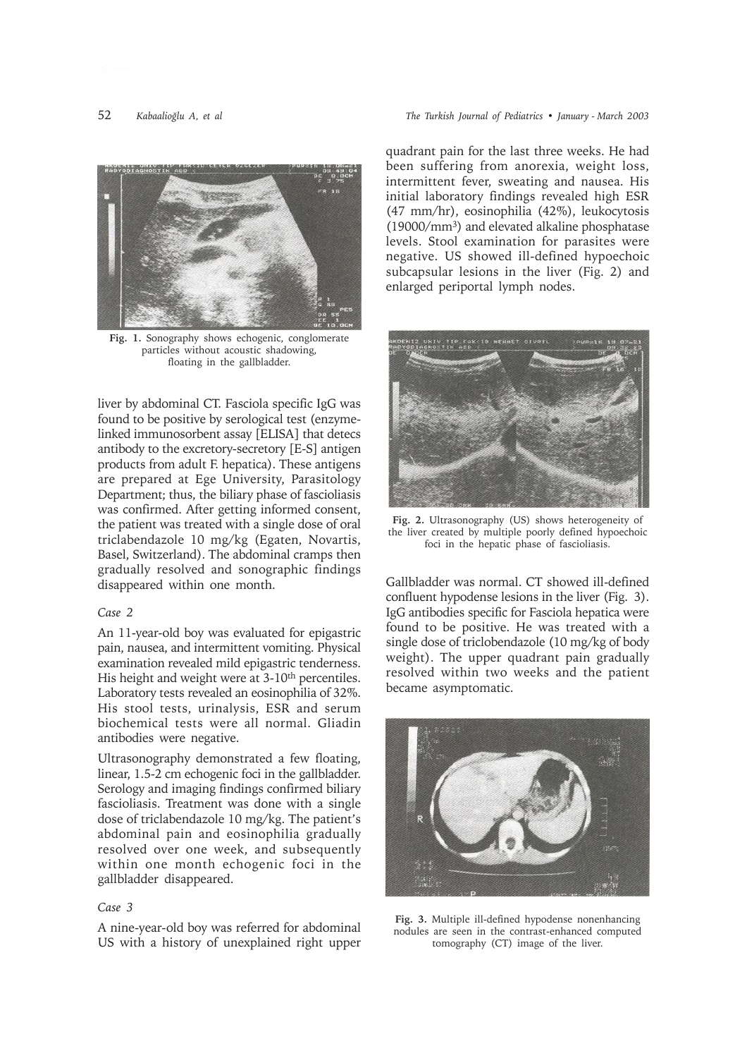Fig. 1. Sonography shows echogenic, conglomerate particles without acoustic shadowing, floating in the gallbladder.

liver by abdominal CT. Fasciola specific IgG was found to be positive by serological test (enzyme-linked immunosorbent assay [ELISA] that detecs antibody to the excretory-secretory [E-S] antigen products from adult F. hepatica). These antigens are prepared at Ege University, Parasitology Department; thus, the biliary phase of fascioliasis was confirmed. After getting informed consent, the patient was treated with a single dose of oral triclabendazole 10 mg/kg (Egaten, Novartis, Basel, Switzerland). The abdominal cramps then gradually resolved and sonographic findings disappeared within one month.

### *Case 2*

An 11-year-old boy was evaluated for epigastric pain, nausea, and intermittent vomiting. Physical examination revealed mild epigastric tenderness. His height and weight were at 3-10th percentiles. Laboratory tests revealed an eosinophilia of 32%. His stool tests, urinalysis, ESR and serum biochemical tests were all normal. Gliadin antibodies were negative.

Ultrasonography demonstrated a few floating, linear, 1.5-2 cm echogenic foci in the gallbladder. Serology and imaging findings confirmed biliary fascioliasis. Treatment was done with a single dose of triclabendazole 10 mg/kg. The patient's abdominal pain and eosinophilia gradually resolved over one week, and subsequently within one month echogenic foci in the gallbladder disappeared.

### *Case 3*

A nine-year-old boy was referred for abdominal US with a history of unexplained right upper quadrant pain for the last three weeks. He had been suffering from anorexia, weight loss, intermittent fever, sweating and nausea. His initial laboratory findings revealed high ESR (47 mm/hr), eosinophilia (42%), leukocytosis (19000/mm$^3$) and elevated alkaline phosphatase levels. Stool examination for parasites were negative. US showed ill-defined hypoechoic subcapsular lesions in the liver (Fig. 2) and enlarged periportal lymph nodes.

Fig. 2. Ultrasonography (US) shows heterogeneity of the liver created by multiple poorly defined hypoechoic foci in the hepatic phase of fascioliasis.

Gallbladder was normal. CT showed ill-defined confluent hypodense lesions in the liver (Fig. 3). IgG antibodies specific for Fasciola hepatica were found to be positive. He was treated with a single dose of triclobendazole (10 mg/kg of body weight). The upper quadrant pain gradually resolved within two weeks and the patient became asymptomatic.

Fig. 3. Multiple ill-defined hypodense nonenhancing nodules are seen in the contrast-enhanced computed tomography (CT) image of the liver.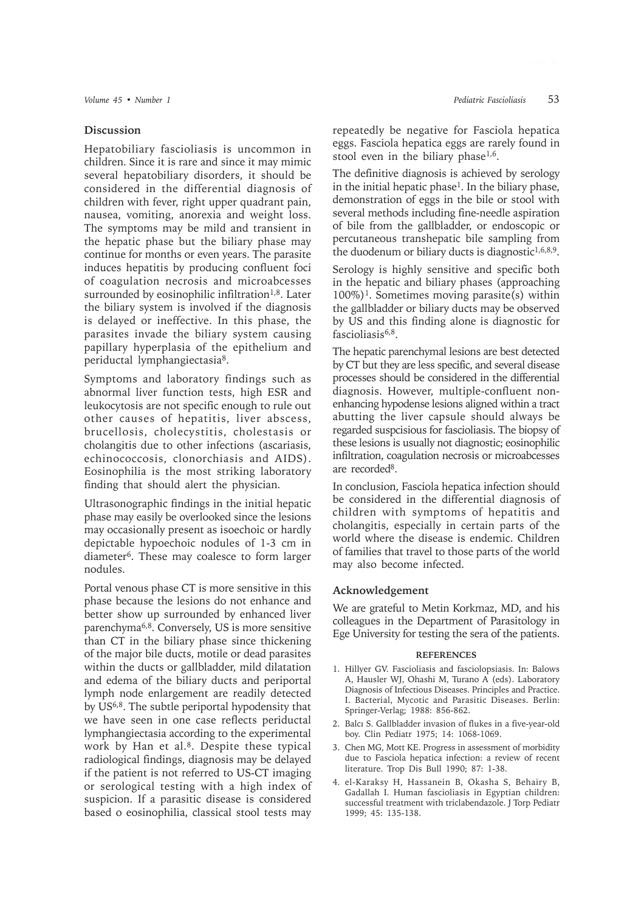## Discussion

Hepatobiliary fascioliasis is uncommon in children. Since it is rare and since it may mimic several hepatobiliary disorders, it should be considered in the differential diagnosis of children with fever, right upper quadrant pain, nausea, vomiting, anorexia and weight loss. The symptoms may be mild and transient in the hepatic phase but the biliary phase may continue for months or even years. The parasite induces hepatitis by producing confluent foci of coagulation necrosis and microabcesses surrounded by eosinophilic infiltration[1,8]. Later the biliary system is involved if the diagnosis is delayed or ineffective. In this phase, the parasites invade the biliary system causing papillary hyperplasia of the epithelium and periductal lymphangiectasia[8].

Symptoms and laboratory findings such as abnormal liver function tests, high ESR and leukocytosis are not specific enough to rule out other causes of hepatitis, liver abscess, brucellosis, cholecystitis, cholestasis or cholangitis due to other infections (ascariasis, echinococcosis, clonorchiasis and AIDS). Eosinophilia is the most striking laboratory finding that should alert the physician.

Ultrasonographic findings in the initial hepatic phase may easily be overlooked since the lesions may occasionally present as isoechoic or hardly depictable hypoechoic nodules of 1-3 cm in diameter[6]. These may coalesce to form larger nodules.

Portal venous phase CT is more sensitive in this phase because the lesions do not enhance and better show up surrounded by enhanced liver parenchyma[6,8]. Conversely, US is more sensitive than CT in the biliary phase since thickening of the major bile ducts, motile or dead parasites within the ducts or gallbladder, mild dilatation and edema of the biliary ducts and periportal lymph node enlargement are readily detected by US[6,8]. The subtle periportal hypodensity that we have seen in one case reflects periductal lymphangiectasia according to the experimental work by Han et al.[8]. Despite these typical radiological findings, diagnosis may be delayed if the patient is not referred to US-CT imaging or serological testing with a high index of suspicion. If a parasitic disease is considered based o eosinophilia, classical stool tests may repeatedly be negative for Fasciola hepatica eggs. Fasciola hepatica eggs are rarely found in stool even in the biliary phase[1,6].

The definitive diagnosis is achieved by serology in the initial hepatic phase[1]. In the biliary phase, demonstration of eggs in the bile or stool with several methods including fine-needle aspiration of bile from the gallbladder, or endoscopic or percutaneous transhepatic bile sampling from the duodenum or biliary ducts is diagnostic[1,6,8,9].

Serology is highly sensitive and specific both in the hepatic and biliary phases (approaching 100%)[1]. Sometimes moving parasite(s) within the gallbladder or biliary ducts may be observed by US and this finding alone is diagnostic for fascioliasis[6,8].

The hepatic parenchymal lesions are best detected by CT but they are less specific, and several disease processes should be considered in the differential diagnosis. However, multiple-confluent non-enhancing hypodense lesions aligned within a tract abutting the liver capsule should always be regarded suspcisious for fascioliasis. The biopsy of these lesions is usually not diagnostic; eosinophilic infiltration, coagulation necrosis or microabcesses are recorded[8].

In conclusion, Fasciola hepatica infection should be considered in the differential diagnosis of children with symptoms of hepatitis and cholangitis, especially in certain parts of the world where the disease is endemic. Children of families that travel to those parts of the world may also become infected.

## Acknowledgement

We are grateful to Metin Korkmaz, MD, and his colleagues in the Department of Parasitology in Ege University for testing the sera of the patients.

## REFERENCES

1. Hillyer GV. Fascioliasis and fasciolopsiasis. In: Balows A, Hausler WJ, Ohashi M, Turano A (eds). Laboratory Diagnosis of Infectious Diseases. Principles and Practice. I. Bacterial, Mycotic and Parasitic Diseases. Berlin: Springer-Verlag; 1988: 856-862.
2. Balcı S. Gallbladder invasion of flukes in a five-year-old boy. Clin Pediatr 1975; 14: 1068-1069.
3. Chen MG, Mott KE. Progress in assessment of morbidity due to Fasciola hepatica infection: a review of recent literature. Trop Dis Bull 1990; 87: 1-38.
4. el-Karaksy H, Hassanein B, Okasha S, Behairy B, Gadallah I. Human fascioliasis in Egyptian children: successful treatment with triclabendazole. J Torp Pediatr 1999; 45: 135-138.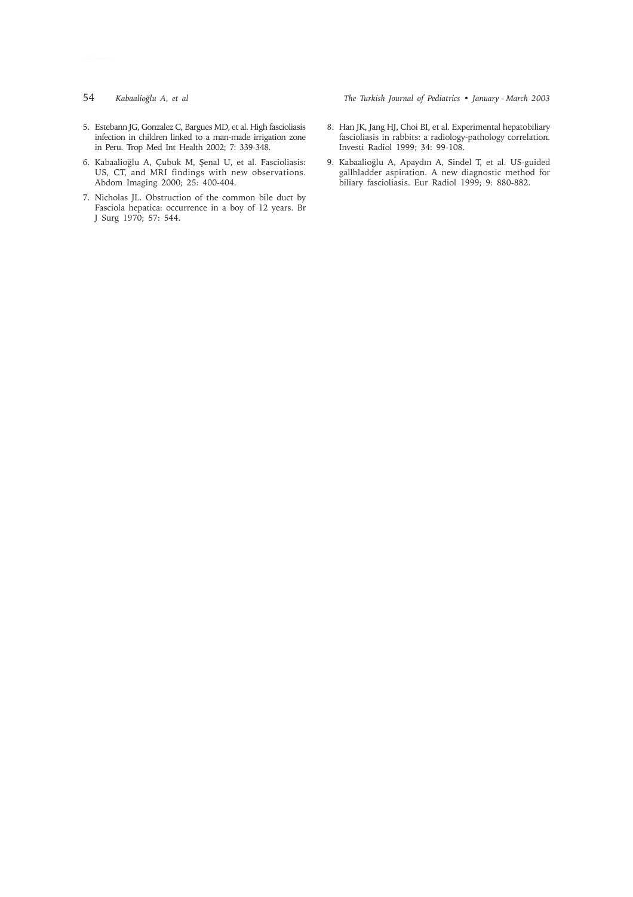5. Estebann JG, Gonzalez C, Bargues MD, et al. High fascioliasis infection in children linked to a man-made irrigation zone in Peru. Trop Med Int Health 2002; 7: 339-348.
6. Kabaalioğlu A, Çubuk M, Şenal U, et al. Fascioliasis: US, CT, and MRI findings with new observations. Abdom Imaging 2000; 25: 400-404.
7. Nicholas JL. Obstruction of the common bile duct by Fasciola hepatica: occurrence in a boy of 12 years. Br J Surg 1970; 57: 544.
8. Han JK, Jang HJ, Choi BI, et al. Experimental hepatobiliary fascioliasis in rabbits: a radiology-pathology correlation. Investi Radiol 1999; 34: 99-108.
9. Kabaalioğlu A, Apaydın A, Sindel T, et al. US-guided gallbladder aspiration. A new diagnostic method for biliary fascioliasis. Eur Radiol 1999; 9: 880-882.